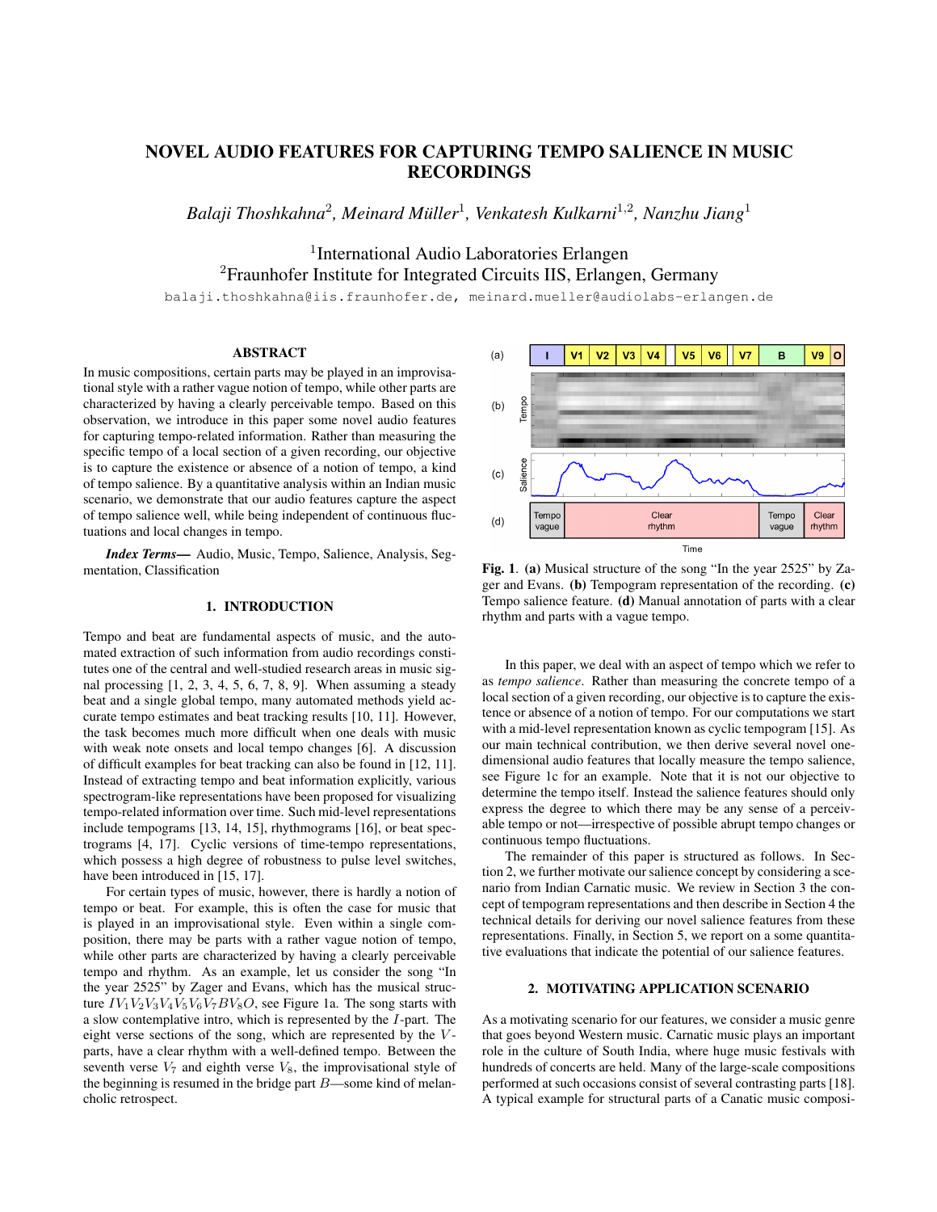# NOVEL AUDIO FEATURES FOR CAPTURING TEMPO SALIENCE IN MUSIC RECORDINGS

*Balaji Thoshkahna*[2], *Meinard Müller*[1], *Venkatesh Kulkarni*[1,2], *Nanzhu Jiang*[1]

[1]International Audio Laboratories Erlangen
[2]Fraunhofer Institute for Integrated Circuits IIS, Erlangen, Germany

balaji.thoshkahna@iis.fraunhofer.de, meinard.mueller@audiolabs-erlangen.de

## ABSTRACT

In music compositions, certain parts may be played in an improvisational style with a rather vague notion of tempo, while other parts are characterized by having a clearly perceivable tempo. Based on this observation, we introduce in this paper some novel audio features for capturing tempo-related information. Rather than measuring the specific tempo of a local section of a given recording, our objective is to capture the existence or absence of a notion of tempo, a kind of tempo salience. By a quantitative analysis within an Indian music scenario, we demonstrate that our audio features capture the aspect of tempo salience well, while being independent of continuous fluctuations and local changes in tempo.

***Index Terms***— Audio, Music, Tempo, Salience, Analysis, Segmentation, Classification

## 1. INTRODUCTION

Tempo and beat are fundamental aspects of music, and the automated extraction of such information from audio recordings constitutes one of the central and well-studied research areas in music signal processing [1, 2, 3, 4, 5, 6, 7, 8, 9]. When assuming a steady beat and a single global tempo, many automated methods yield accurate tempo estimates and beat tracking results [10, 11]. However, the task becomes much more difficult when one deals with music with weak note onsets and local tempo changes [6]. A discussion of difficult examples for beat tracking can also be found in [12, 11]. Instead of extracting tempo and beat information explicitly, various spectrogram-like representations have been proposed for visualizing tempo-related information over time. Such mid-level representations include tempograms [13, 14, 15], rhythmograms [16], or beat spectrograms [4, 17]. Cyclic versions of time-tempo representations, which possess a high degree of robustness to pulse level switches, have been introduced in [15, 17].

For certain types of music, however, there is hardly a notion of tempo or beat. For example, this is often the case for music that is played in an improvisational style. Even within a single composition, there may be parts with a rather vague notion of tempo, while other parts are characterized by having a clearly perceivable tempo and rhythm. As an example, let us consider the song "In the year 2525" by Zager and Evans, which has the musical structure $IV_1V_2V_3V_4V_5V_6V_7BV_8O$, see Figure 1a. The song starts with a slow contemplative intro, which is represented by the $I$-part. The eight verse sections of the song, which are represented by the $V$-parts, have a clear rhythm with a well-defined tempo. Between the seventh verse $V_7$ and eighth verse $V_8$, the improvisational style of the beginning is resumed in the bridge part $B$—some kind of melancholic retrospect.

**Fig. 1**. **(a)** Musical structure of the song "In the year 2525" by Zager and Evans. **(b)** Tempogram representation of the recording. **(c)** Tempo salience feature. **(d)** Manual annotation of parts with a clear rhythm and parts with a vague tempo.

In this paper, we deal with an aspect of tempo which we refer to as *tempo salience*. Rather than measuring the concrete tempo of a local section of a given recording, our objective is to capture the existence or absence of a notion of tempo. For our computations we start with a mid-level representation known as cyclic tempogram [15]. As our main technical contribution, we then derive several novel one-dimensional audio features that locally measure the tempo salience, see Figure 1c for an example. Note that it is not our objective to determine the tempo itself. Instead the salience features should only express the degree to which there may be any sense of a perceivable tempo or not—irrespective of possible abrupt tempo changes or continuous tempo fluctuations.

The remainder of this paper is structured as follows. In Section 2, we further motivate our salience concept by considering a scenario from Indian Carnatic music. We review in Section 3 the concept of tempogram representations and then describe in Section 4 the technical details for deriving our novel salience features from these representations. Finally, in Section 5, we report on a some quantitative evaluations that indicate the potential of our salience features.

## 2. MOTIVATING APPLICATION SCENARIO

As a motivating scenario for our features, we consider a music genre that goes beyond Western music. Carnatic music plays an important role in the culture of South India, where huge music festivals with hundreds of concerts are held. Many of the large-scale compositions performed at such occasions consist of several contrasting parts [18]. A typical example for structural parts of a Canatic music composi-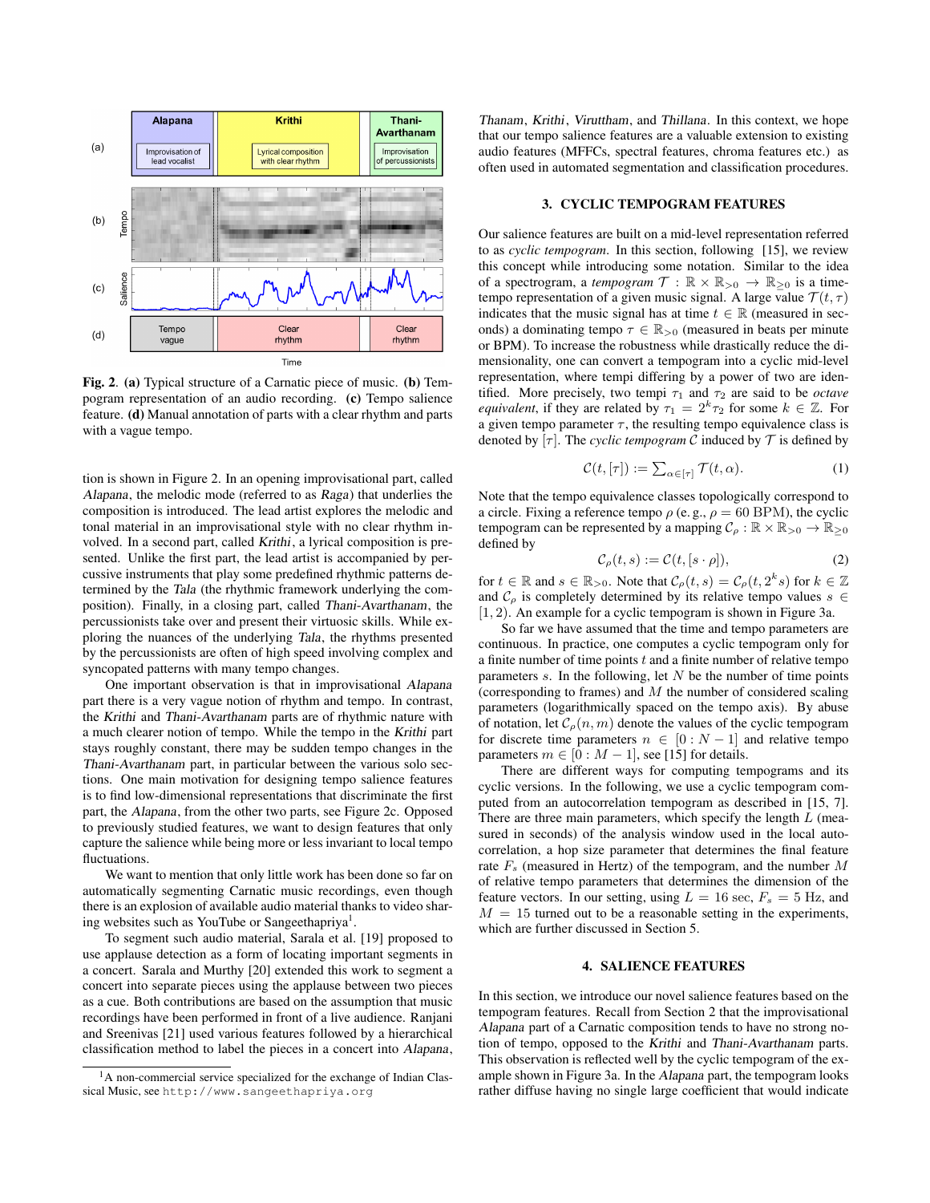(a)

Alapana

Improvisation of lead vocalist

Krithi

Lyrical composition with clear rhythm

Thani-Avarthanam

Improvisation of percussionists

(b)

Tempo

(c)

Salience

(d)

Tempo vague

Clear rhythm

Clear rhythm

Time

**Fig. 2**. **(a)** Typical structure of a Carnatic piece of music. **(b)** Tempogram representation of an audio recording. **(c)** Tempo salience feature. **(d)** Manual annotation of parts with a clear rhythm and parts with a vague tempo.

tion is shown in Figure 2. In an opening improvisational part, called *Alapana*, the melodic mode (referred to as *Raga*) that underlies the composition is introduced. The lead artist explores the melodic and tonal material in an improvisational style with no clear rhythm involved. In a second part, called *Krithi*, a lyrical composition is presented. Unlike the first part, the lead artist is accompanied by percussive instruments that play some predefined rhythmic patterns determined by the *Tala* (the rhythmic framework underlying the composition). Finally, in a closing part, called *Thani-Avarthanam*, the percussionists take over and present their virtuosic skills. While exploring the nuances of the underlying *Tala*, the rhythms presented by the percussionists are often of high speed involving complex and syncopated patterns with many tempo changes.

One important observation is that in improvisational *Alapana* part there is a very vague notion of rhythm and tempo. In contrast, the *Krithi* and *Thani-Avarthanam* parts are of rhythmic nature with a much clearer notion of tempo. While the tempo in the *Krithi* part stays roughly constant, there may be sudden tempo changes in the *Thani-Avarthanam* part, in particular between the various solo sections. One main motivation for designing tempo salience features is to find low-dimensional representations that discriminate the first part, the *Alapana*, from the other two parts, see Figure 2c. Opposed to previously studied features, we want to design features that only capture the salience while being more or less invariant to local tempo fluctuations.

We want to mention that only little work has been done so far on automatically segmenting Carnatic music recordings, even though there is an explosion of available audio material thanks to video sharing websites such as YouTube or Sangeethapriya[1].

To segment such audio material, Sarala et al. [19] proposed to use applause detection as a form of locating important segments in a concert. Sarala and Murthy [20] extended this work to segment a concert into separate pieces using the applause between two pieces as a cue. Both contributions are based on the assumption that music recordings have been performed in front of a live audience. Ranjani and Sreenivas [21] used various features followed by a hierarchical classification method to label the pieces in a concert into *Alapana*, *Thanam*, *Krithi*, *Viruttham*, and *Thillana*. In this context, we hope that our tempo salience features are a valuable extension to existing audio features (MFCCs, spectral features, chroma features etc.) as often used in automated segmentation and classification procedures.

[1] A non-commercial service specialized for the exchange of Indian Classical Music, see `http://www.sangeethapriya.org`

## 3. CYCLIC TEMPOGRAM FEATURES

Our salience features are built on a mid-level representation referred to as *cyclic tempogram*. In this section, following [15], we review this concept while introducing some notation. Similar to the idea of a spectrogram, a *tempogram* $\mathcal{T} : \mathbb{R} \times \mathbb{R}_{>0} \to \mathbb{R}_{\geq 0}$ is a time-tempo representation of a given music signal. A large value $\mathcal{T}(t, \tau)$ indicates that the music signal has at time $t \in \mathbb{R}$ (measured in seconds) a dominating tempo $\tau \in \mathbb{R}_{>0}$ (measured in beats per minute or BPM). To increase the robustness while drastically reduce the dimensionality, one can convert a tempogram into a cyclic mid-level representation, where tempi differing by a power of two are identified. More precisely, two tempi $\tau_1$ and $\tau_2$ are said to be *octave equivalent*, if they are related by $\tau_1 = 2^k \tau_2$ for some $k \in \mathbb{Z}$. For a given tempo parameter $\tau$, the resulting tempo equivalence class is denoted by $[\tau]$. The *cyclic tempogram* $\mathcal{C}$ induced by $\mathcal{T}$ is defined by

$$\mathcal{C}(t, [\tau]) := \sum_{\alpha \in [\tau]} \mathcal{T}(t, \alpha). \tag{1}$$

Note that the tempo equivalence classes topologically correspond to a circle. Fixing a reference tempo $\rho$ (e. g., $\rho = 60$ BPM), the cyclic tempogram can be represented by a mapping $\mathcal{C}_\rho : \mathbb{R} \times \mathbb{R}_{>0} \to \mathbb{R}_{\geq 0}$ defined by

$$\mathcal{C}_\rho(t, s) := \mathcal{C}(t, [s \cdot \rho]), \tag{2}$$

for $t \in \mathbb{R}$ and $s \in \mathbb{R}_{>0}$. Note that $\mathcal{C}_\rho(t, s) = \mathcal{C}_\rho(t, 2^k s)$ for $k \in \mathbb{Z}$ and $\mathcal{C}_\rho$ is completely determined by its relative tempo values $s \in [1, 2)$. An example for a cyclic tempogram is shown in Figure 3a.

So far we have assumed that the time and tempo parameters are continuous. In practice, one computes a cyclic tempogram only for a finite number of time points $t$ and a finite number of relative tempo parameters $s$. In the following, let $N$ be the number of time points (corresponding to frames) and $M$ the number of considered scaling parameters (logarithmically spaced on the tempo axis). By abuse of notation, let $\mathcal{C}_\rho(n, m)$ denote the values of the cyclic tempogram for discrete time parameters $n \in [0 : N-1]$ and relative tempo parameters $m \in [0 : M-1]$, see [15] for details.

There are different ways for computing tempograms and its cyclic versions. In the following, we use a cyclic tempogram computed from an autocorrelation tempogram as described in [15, 7]. There are three main parameters, which specify the length $L$ (measured in seconds) of the analysis window used in the local autocorrelation, a hop size parameter that determines the final feature rate $F_s$ (measured in Hertz) of the tempogram, and the number $M$ of relative tempo parameters that determines the dimension of the feature vectors. In our setting, using $L = 16$ sec, $F_s = 5$ Hz, and $M = 15$ turned out to be a reasonable setting in the experiments, which are further discussed in Section 5.

## 4. SALIENCE FEATURES

In this section, we introduce our novel salience features based on the tempogram features. Recall from Section 2 that the improvisational *Alapana* part of a Carnatic composition tends to have no strong notion of tempo, opposed to the *Krithi* and *Thani-Avarthanam* parts. This observation is reflected well by the cyclic tempogram of the example shown in Figure 3a. In the *Alapana* part, the tempogram looks rather diffuse having no single large coefficient that would indicate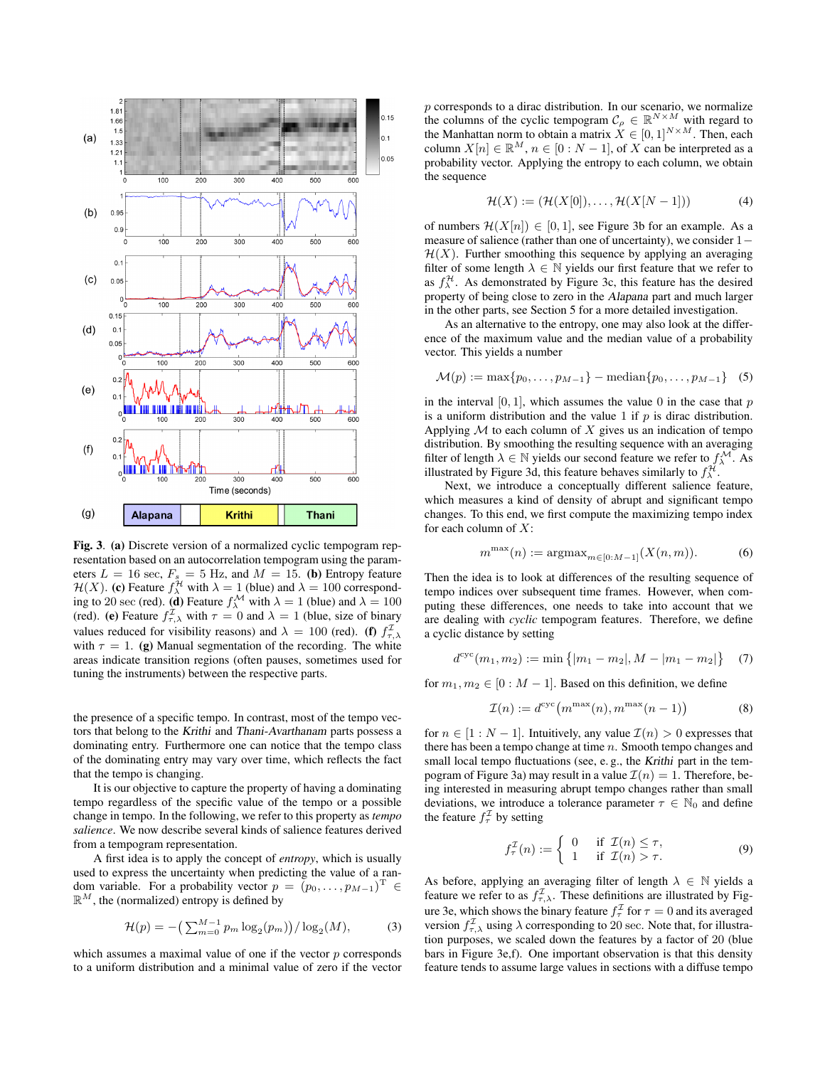**Fig. 3**. **(a)** Discrete version of a normalized cyclic tempogram representation based on an autocorrelation tempogram using the parameters $L = 16$ sec, $F_s = 5$ Hz, and $M = 15$. **(b)** Entropy feature $\mathcal{H}(X)$. **(c)** Feature $f^{\mathcal{H}}_{\lambda}$ with $\lambda = 1$ (blue) and $\lambda = 100$ corresponding to 20 sec (red). **(d)** Feature $f^{\mathcal{M}}_{\lambda}$ with $\lambda = 1$ (blue) and $\lambda = 100$ (red). **(e)** Feature $f^{\mathcal{I}}_{\tau,\lambda}$ with $\tau = 0$ and $\lambda = 1$ (blue, size of binary values reduced for visibility reasons) and $\lambda = 100$ (red). **(f)** $f^{\mathcal{I}}_{\tau,\lambda}$ with $\tau = 1$. **(g)** Manual segmentation of the recording. The white areas indicate transition regions (often pauses, sometimes used for tuning the instruments) between the respective parts.

the presence of a specific tempo. In contrast, most of the tempo vectors that belong to the *Krithi* and *Thani-Avarthanam* parts possess a dominating entry. Furthermore one can notice that the tempo class of the dominating entry may vary over time, which reflects the fact that the tempo is changing.

It is our objective to capture the property of having a dominating tempo regardless of the specific value of the tempo or a possible change in tempo. In the following, we refer to this property as *tempo salience*. We now describe several kinds of salience features derived from a tempogram representation.

A first idea is to apply the concept of *entropy*, which is usually used to express the uncertainty when predicting the value of a random variable. For a probability vector $p = (p_0, \ldots, p_{M-1})^{\mathrm{T}} \in \mathbb{R}^M$, the (normalized) entropy is defined by

$$\mathcal{H}(p) = -\left(\sum_{m=0}^{M-1} p_m \log_2(p_m)\right) / \log_2(M), \qquad (3)$$

which assumes a maximal value of one if the vector $p$ corresponds to a uniform distribution and a minimal value of zero if the vector $p$ corresponds to a dirac distribution. In our scenario, we normalize the columns of the cyclic tempogram $\mathcal{C}_\rho \in \mathbb{R}^{N \times M}$ with regard to the Manhattan norm to obtain a matrix $X \in [0,1]^{N \times M}$. Then, each column $X[n] \in \mathbb{R}^M$, $n \in [0 : N-1]$, of $X$ can be interpreted as a probability vector. Applying the entropy to each column, we obtain the sequence

$$\mathcal{H}(X) := (\mathcal{H}(X[0]), \ldots, \mathcal{H}(X[N-1])) \qquad (4)$$

of numbers $\mathcal{H}(X[n]) \in [0,1]$, see Figure 3b for an example. As a measure of salience (rather than one of uncertainty), we consider $1 - \mathcal{H}(X)$. Further smoothing this sequence by applying an averaging filter of some length $\lambda \in \mathbb{N}$ yields our first feature that we refer to as $f^{\mathcal{H}}_{\lambda}$. As demonstrated by Figure 3c, this feature has the desired property of being close to zero in the *Alapana* part and much larger in the other parts, see Section 5 for a more detailed investigation.

As an alternative to the entropy, one may also look at the difference of the maximum value and the median value of a probability vector. This yields a number

$$\mathcal{M}(p) := \max\{p_0, \ldots, p_{M-1}\} - \mathrm{median}\{p_0, \ldots, p_{M-1}\} \quad (5)$$

in the interval $[0,1]$, which assumes the value 0 in the case that $p$ is a uniform distribution and the value 1 if $p$ is dirac distribution. Applying $\mathcal{M}$ to each column of $X$ gives us an indication of tempo distribution. By smoothing the resulting sequence with an averaging filter of length $\lambda \in \mathbb{N}$ yields our second feature we refer to $f^{\mathcal{M}}_{\lambda}$. As illustrated by Figure 3d, this feature behaves similarly to $f^{\mathcal{H}}_{\lambda}$.

Next, we introduce a conceptually different salience feature, which measures a kind of density of abrupt and significant tempo changes. To this end, we first compute the maximizing tempo index for each column of $X$:

$$m^{\max}(n) := \mathrm{argmax}_{m \in [0:M-1]}(X(n,m)). \qquad (6)$$

Then the idea is to look at differences of the resulting sequence of tempo indices over subsequent time frames. However, when computing these differences, one needs to take into account that we are dealing with *cyclic* tempogram features. Therefore, we define a cyclic distance by setting

$$d^{\mathrm{cyc}}(m_1, m_2) := \min\left\{|m_1 - m_2|, M - |m_1 - m_2|\right\} \quad (7)$$

for $m_1, m_2 \in [0 : M-1]$. Based on this definition, we define

$$\mathcal{I}(n) := d^{\mathrm{cyc}}\left(m^{\max}(n), m^{\max}(n-1)\right) \qquad (8)$$

for $n \in [1 : N-1]$. Intuitively, any value $\mathcal{I}(n) > 0$ expresses that there has been a tempo change at time $n$. Smooth tempo changes and small local tempo fluctuations (see, e. g., the *Krithi* part in the tempogram of Figure 3a) may result in a value $\mathcal{I}(n) = 1$. Therefore, being interested in measuring abrupt tempo changes rather than small deviations, we introduce a tolerance parameter $\tau \in \mathbb{N}_0$ and define the feature $f^{\mathcal{I}}_{\tau}$ by setting

$$f^{\mathcal{I}}_{\tau}(n) := \begin{cases} 0 & \text{if } \mathcal{I}(n) \leq \tau, \\ 1 & \text{if } \mathcal{I}(n) > \tau. \end{cases} \qquad (9)$$

As before, applying an averaging filter of length $\lambda \in \mathbb{N}$ yields a feature we refer to as $f^{\mathcal{I}}_{\tau,\lambda}$. These definitions are illustrated by Figure 3e, which shows the binary feature $f^{\mathcal{I}}_{\tau}$ for $\tau = 0$ and its averaged version $f^{\mathcal{I}}_{\tau,\lambda}$ using $\lambda$ corresponding to 20 sec. Note that, for illustration purposes, we scaled down the features by a factor of 20 (blue bars in Figure 3e,f). One important observation is that this density feature tends to assume large values in sections with a diffuse tempo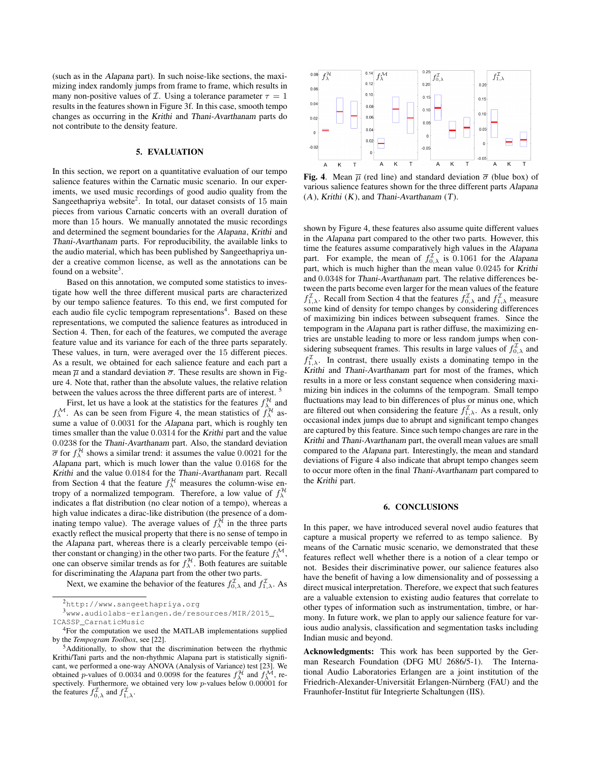(such as in the *Alapana* part). In such noise-like sections, the maximizing index randomly jumps from frame to frame, which results in many non-positive values of $\mathcal{I}$. Using a tolerance parameter $\tau = 1$ results in the features shown in Figure 3f. In this case, smooth tempo changes as occurring in the *Krithi* and *Thani-Avarthanam* parts do not contribute to the density feature.

## 5. EVALUATION

In this section, we report on a quantitative evaluation of our tempo salience features within the Carnatic music scenario. In our experiments, we used music recordings of good audio quality from the Sangeethapriya website[2]. In total, our dataset consists of 15 main pieces from various Carnatic concerts with an overall duration of more than 15 hours. We manually annotated the music recordings and determined the segment boundaries for the *Alapana*, *Krithi* and *Thani-Avarthanam* parts. For reproducibility, the available links to the audio material, which has been published by Sangeethapriya under a creative common license, as well as the annotations can be found on a website[3].

Based on this annotation, we computed some statistics to investigate how well the three different musical parts are characterized by our tempo salience features. To this end, we first computed for each audio file cyclic tempogram representations[4]. Based on these representations, we computed the salience features as introduced in Section 4. Then, for each of the features, we computed the average feature value and its variance for each of the three parts separately. These values, in turn, were averaged over the 15 different pieces. As a result, we obtained for each salience feature and each part a mean $\overline{\mu}$ and a standard deviation $\overline{\sigma}$. These results are shown in Figure 4. Note that, rather than the absolute values, the relative relation between the values across the three different parts are of interest.[5]

First, let us have a look at the statistics for the features $f_\lambda^{\mathcal{H}}$ and $f_\lambda^{\mathcal{M}}$. As can be seen from Figure 4, the mean statistics of $f_\lambda^{\mathcal{H}}$ assume a value of $0.0031$ for the *Alapana* part, which is roughly ten times smaller than the value $0.0314$ for the *Krithi* part and the value $0.0238$ for the *Thani-Avarthanam* part. Also, the standard deviation $\overline{\sigma}$ for $f_\lambda^{\mathcal{H}}$ shows a similar trend: it assumes the value $0.0021$ for the *Alapana* part, which is much lower than the value $0.0168$ for the *Krithi* and the value $0.0184$ for the *Thani-Avarthanam* part. Recall from Section 4 that the feature $f_\lambda^{\mathcal{H}}$ measures the column-wise entropy of a normalized tempogram. Therefore, a low value of $f_\lambda^{\mathcal{H}}$ indicates a flat distribution (no clear notion of a tempo), whereas a high value indicates a dirac-like distribution (the presence of a dominating tempo value). The average values of $f_\lambda^{\mathcal{H}}$ in the three parts exactly reflect the musical property that there is no sense of tempo in the *Alapana* part, whereas there is a clearly perceivable tempo (either constant or changing) in the other two parts. For the feature $f_\lambda^{\mathcal{M}}$, one can observe similar trends as for $f_\lambda^{\mathcal{H}}$. Both features are suitable for discriminating the *Alapana* part from the other two parts.

Next, we examine the behavior of the features $f_{0,\lambda}^{\mathcal{I}}$ and $f_{1,\lambda}^{\mathcal{I}}$. As

[2] http://www.sangeethapriya.org

[3] www.audiolabs-erlangen.de/resources/MIR/2015_ICASSP_CarnaticMusic

[4] For the computation we used the MATLAB implementations supplied by the *Tempogram Toolbox*, see [22].

[5] Additionally, to show that the discrimination between the rhythmic Krithi/Tani parts and the non-rhythmic Alapana part is statistically significant, we performed a one-way ANOVA (Analysis of Variance) test [23]. We obtained $p$-values of $0.0034$ and $0.0098$ for the features $f_\lambda^{\mathcal{H}}$ and $f_\lambda^{\mathcal{M}}$, respectively. Furthermore, we obtained very low $p$-values below $0.00001$ for the features $f_{0,\lambda}^{\mathcal{I}}$ and $f_{1,\lambda}^{\mathcal{I}}$.

**Fig. 4**. Mean $\overline{\mu}$ (red line) and standard deviation $\overline{\sigma}$ (blue box) of various salience features shown for the three different parts *Alapana* ($A$), *Krithi* ($K$), and *Thani-Avarthanam* ($T$).

shown by Figure 4, these features also assume quite different values in the *Alapana* part compared to the other two parts. However, this time the features assume comparatively high values in the *Alapana* part. For example, the mean of $f_{0,\lambda}^{\mathcal{I}}$ is $0.1061$ for the *Alapana* part, which is much higher than the mean value $0.0245$ for *Krithi* and $0.0348$ for *Thani-Avarthanam* part. The relative differences between the parts become even larger for the mean values of the feature $f_{1,\lambda}^{\mathcal{I}}$. Recall from Section 4 that the features $f_{0,\lambda}^{\mathcal{I}}$ and $f_{1,\lambda}^{\mathcal{I}}$ measure some kind of density for tempo changes by considering differences of maximizing bin indices between subsequent frames. Since the tempogram in the *Alapana* part is rather diffuse, the maximizing entries are unstable leading to more or less random jumps when considering subsequent frames. This results in large values of $f_{0,\lambda}^{\mathcal{I}}$ and $f_{1,\lambda}^{\mathcal{I}}$. In contrast, there usually exists a dominating tempo in the *Krithi* and *Thani-Avarthanam* part for most of the frames, which results in a more or less constant sequence when considering maximizing bin indices in the columns of the tempogram. Small tempo fluctuations may lead to bin differences of plus or minus one, which are filtered out when considering the feature $f_{1,\lambda}^{\mathcal{I}}$. As a result, only occasional index jumps due to abrupt and significant tempo changes are captured by this feature. Since such tempo changes are rare in the *Krithi* and *Thani-Avarthanam* part, the overall mean values are small compared to the *Alapana* part. Interestingly, the mean and standard deviations of Figure 4 also indicate that abrupt tempo changes seem to occur more often in the final *Thani-Avarthanam* part compared to the *Krithi* part.

## 6. CONCLUSIONS

In this paper, we have introduced several novel audio features that capture a musical property we referred to as tempo salience. By means of the Carnatic music scenario, we demonstrated that these features reflect well whether there is a notion of a clear tempo or not. Besides their discriminative power, our salience features also have the benefit of having a low dimensionality and of possessing a direct musical interpretation. Therefore, we expect that such features are a valuable extension to existing audio features that correlate to other types of information such as instrumentation, timbre, or harmony. In future work, we plan to apply our salience feature for various audio analysis, classification and segmentation tasks including Indian music and beyond.

**Acknowledgments:** This work has been supported by the German Research Foundation (DFG MU 2686/5-1). The International Audio Laboratories Erlangen are a joint institution of the Friedrich-Alexander-Universität Erlangen-Nürnberg (FAU) and the Fraunhofer-Institut für Integrierte Schaltungen (IIS).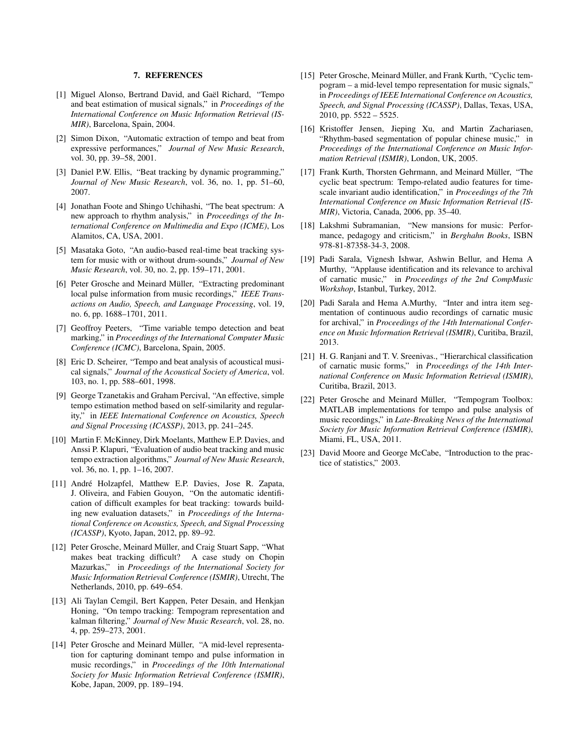## 7. REFERENCES

[1] Miguel Alonso, Bertrand David, and Gaël Richard, "Tempo and beat estimation of musical signals," in *Proceedings of the International Conference on Music Information Retrieval (ISMIR)*, Barcelona, Spain, 2004.

[2] Simon Dixon, "Automatic extraction of tempo and beat from expressive performances," *Journal of New Music Research*, vol. 30, pp. 39–58, 2001.

[3] Daniel P.W. Ellis, "Beat tracking by dynamic programming," *Journal of New Music Research*, vol. 36, no. 1, pp. 51–60, 2007.

[4] Jonathan Foote and Shingo Uchihashi, "The beat spectrum: A new approach to rhythm analysis," in *Proceedings of the International Conference on Multimedia and Expo (ICME)*, Los Alamitos, CA, USA, 2001.

[5] Masataka Goto, "An audio-based real-time beat tracking system for music with or without drum-sounds," *Journal of New Music Research*, vol. 30, no. 2, pp. 159–171, 2001.

[6] Peter Grosche and Meinard Müller, "Extracting predominant local pulse information from music recordings," *IEEE Transactions on Audio, Speech, and Language Processing*, vol. 19, no. 6, pp. 1688–1701, 2011.

[7] Geoffroy Peeters, "Time variable tempo detection and beat marking," in *Proceedings of the International Computer Music Conference (ICMC)*, Barcelona, Spain, 2005.

[8] Eric D. Scheirer, "Tempo and beat analysis of acoustical musical signals," *Journal of the Acoustical Society of America*, vol. 103, no. 1, pp. 588–601, 1998.

[9] George Tzanetakis and Graham Percival, "An effective, simple tempo estimation method based on self-similarity and regularity," in *IEEE International Conference on Acoustics, Speech and Signal Processing (ICASSP)*, 2013, pp. 241–245.

[10] Martin F. McKinney, Dirk Moelants, Matthew E.P. Davies, and Anssi P. Klapuri, "Evaluation of audio beat tracking and music tempo extraction algorithms," *Journal of New Music Research*, vol. 36, no. 1, pp. 1–16, 2007.

[11] André Holzapfel, Matthew E.P. Davies, Jose R. Zapata, J. Oliveira, and Fabien Gouyon, "On the automatic identification of difficult examples for beat tracking: towards building new evaluation datasets," in *Proceedings of the International Conference on Acoustics, Speech, and Signal Processing (ICASSP)*, Kyoto, Japan, 2012, pp. 89–92.

[12] Peter Grosche, Meinard Müller, and Craig Stuart Sapp, "What makes beat tracking difficult? A case study on Chopin Mazurkas," in *Proceedings of the International Society for Music Information Retrieval Conference (ISMIR)*, Utrecht, The Netherlands, 2010, pp. 649–654.

[13] Ali Taylan Cemgil, Bert Kappen, Peter Desain, and Henkjan Honing, "On tempo tracking: Tempogram representation and kalman filtering," *Journal of New Music Research*, vol. 28, no. 4, pp. 259–273, 2001.

[14] Peter Grosche and Meinard Müller, "A mid-level representation for capturing dominant tempo and pulse information in music recordings," in *Proceedings of the 10th International Society for Music Information Retrieval Conference (ISMIR)*, Kobe, Japan, 2009, pp. 189–194.

[15] Peter Grosche, Meinard Müller, and Frank Kurth, "Cyclic tempogram – a mid-level tempo representation for music signals," in *Proceedings of IEEE International Conference on Acoustics, Speech, and Signal Processing (ICASSP)*, Dallas, Texas, USA, 2010, pp. 5522 – 5525.

[16] Kristoffer Jensen, Jieping Xu, and Martin Zachariasen, "Rhythm-based segmentation of popular chinese music," in *Proceedings of the International Conference on Music Information Retrieval (ISMIR)*, London, UK, 2005.

[17] Frank Kurth, Thorsten Gehrmann, and Meinard Müller, "The cyclic beat spectrum: Tempo-related audio features for time-scale invariant audio identification," in *Proceedings of the 7th International Conference on Music Information Retrieval (ISMIR)*, Victoria, Canada, 2006, pp. 35–40.

[18] Lakshmi Subramanian, "New mansions for music: Performance, pedagogy and criticism," in *Berghahn Books*, ISBN 978-81-87358-34-3, 2008.

[19] Padi Sarala, Vignesh Ishwar, Ashwin Bellur, and Hema A Murthy, "Applause identification and its relevance to archival of carnatic music," in *Proceedings of the 2nd CompMusic Workshop*, Istanbul, Turkey, 2012.

[20] Padi Sarala and Hema A.Murthy, "Inter and intra item segmentation of continuous audio recordings of carnatic music for archival," in *Proceedings of the 14th International Conference on Music Information Retrieval (ISMIR)*, Curitiba, Brazil, 2013.

[21] H. G. Ranjani and T. V. Sreenivas., "Hierarchical classification of carnatic music forms," in *Proceedings of the 14th International Conference on Music Information Retrieval (ISMIR)*, Curitiba, Brazil, 2013.

[22] Peter Grosche and Meinard Müller, "Tempogram Toolbox: MATLAB implementations for tempo and pulse analysis of music recordings," in *Late-Breaking News of the International Society for Music Information Retrieval Conference (ISMIR)*, Miami, FL, USA, 2011.

[23] David Moore and George McCabe, "Introduction to the practice of statistics," 2003.